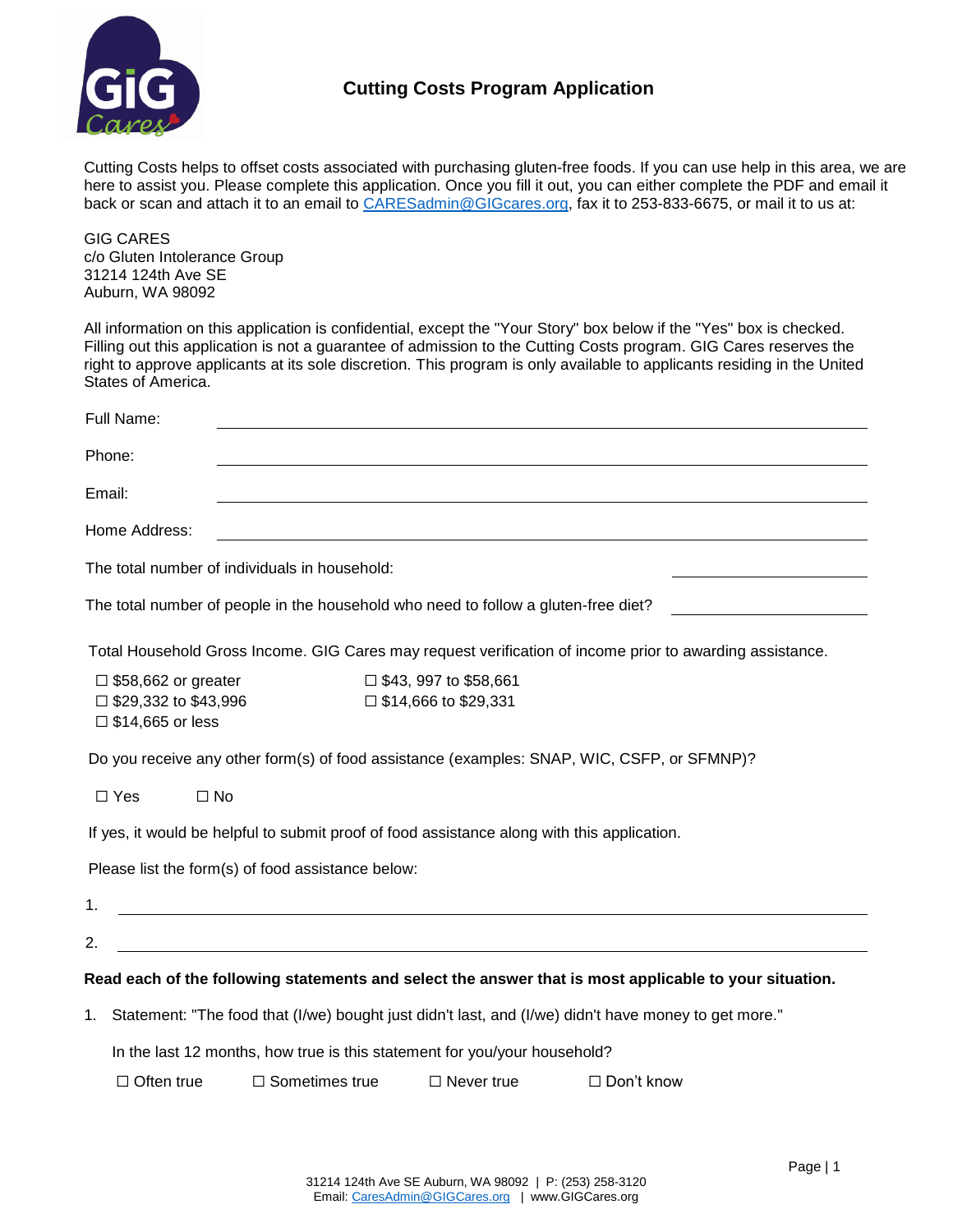# Cutting Costs Program Application

Cutting Costs helps to offset costs associated with purchasing gluten-free foods. If you can use help in this area, we are here to assist you. Please complete this application. Once you fill it out, you can either complete the PDF and email it back or scan and attach it to an email to CARESadmin@GIGcares.org, fax it to 253-833-6675, or mail it to us at:

GIG CARES
c/o Gluten Intolerance Group
31214 124th Ave SE
Auburn, WA 98092

All information on this application is confidential, except the "Your Story" box below if the "Yes" box is checked. Filling out this application is not a guarantee of admission to the Cutting Costs program. GIG Cares reserves the right to approve applicants at its sole discretion. This program is only available to applicants residing in the United States of America.

Full Name: ____________________

Phone: ____________________

Email: ____________________

Home Address: ____________________

The total number of individuals in household: ____________________

The total number of people in the household who need to follow a gluten-free diet? ____________________

Total Household Gross Income. GIG Cares may request verification of income prior to awarding assistance.

☐ $58,662 or greater
☐ $43, 997 to $58,661
☐ $29,332 to $43,996
☐ $14,666 to $29,331
☐ $14,665 or less

Do you receive any other form(s) of food assistance (examples: SNAP, WIC, CSFP, or SFMNP)?

☐ Yes ☐ No

If yes, it would be helpful to submit proof of food assistance along with this application.

Please list the form(s) of food assistance below:

1. ____________________

2. ____________________

**Read each of the following statements and select the answer that is most applicable to your situation.**

1. Statement: "The food that (I/we) bought just didn't last, and (I/we) didn't have money to get more."

   In the last 12 months, how true is this statement for you/your household?

   ☐ Often true ☐ Sometimes true ☐ Never true ☐ Don't know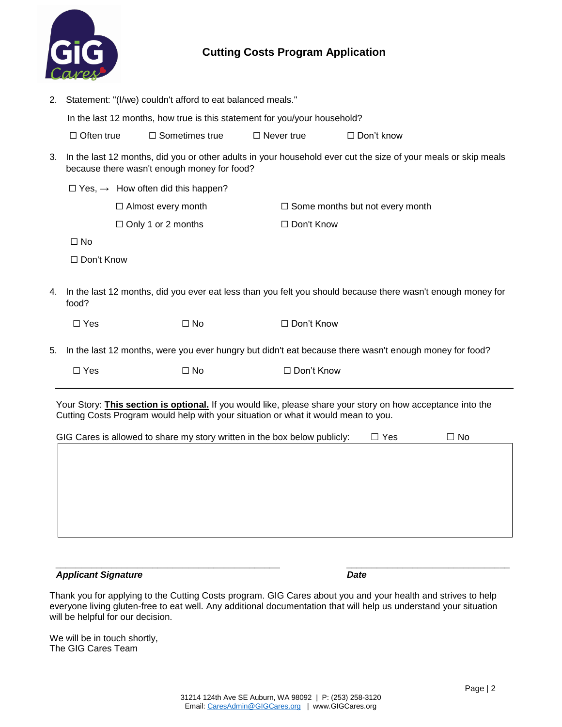# Cutting Costs Program Application

2. Statement: "(I/we) couldn't afford to eat balanced meals."

   In the last 12 months, how true is this statement for you/your household?

   ☐ Often true    ☐ Sometimes true    ☐ Never true    ☐ Don't know

3. In the last 12 months, did you or other adults in your household ever cut the size of your meals or skip meals because there wasn't enough money for food?

   ☐ Yes, → How often did this happen?

   ☐ Almost every month    ☐ Some months but not every month

   ☐ Only 1 or 2 months    ☐ Don't Know

   ☐ No

   ☐ Don't Know

4. In the last 12 months, did you ever eat less than you felt you should because there wasn't enough money for food?

   ☐ Yes    ☐ No    ☐ Don't Know

5. In the last 12 months, were you ever hungry but didn't eat because there wasn't enough money for food?

   ☐ Yes    ☐ No    ☐ Don't Know

---

Your Story: **<u>This section is optional.</u>** If you would like, please share your story on how acceptance into the Cutting Costs Program would help with your situation or what it would mean to you.

GIG Cares is allowed to share my story written in the box below publicly:    ☐ Yes    ☐ No

| |
|---|
| |

_______________________________________    _______________________________

***Applicant Signature***    ***Date***

Thank you for applying to the Cutting Costs program. GIG Cares about you and your health and strives to help everyone living gluten-free to eat well. Any additional documentation that will help us understand your situation will be helpful for our decision.

We will be in touch shortly,
The GIG Cares Team

31214 124th Ave SE Auburn, WA 98092 | P: (253) 258-3120
Email: CaresAdmin@GIGCares.org | www.GIGCares.org